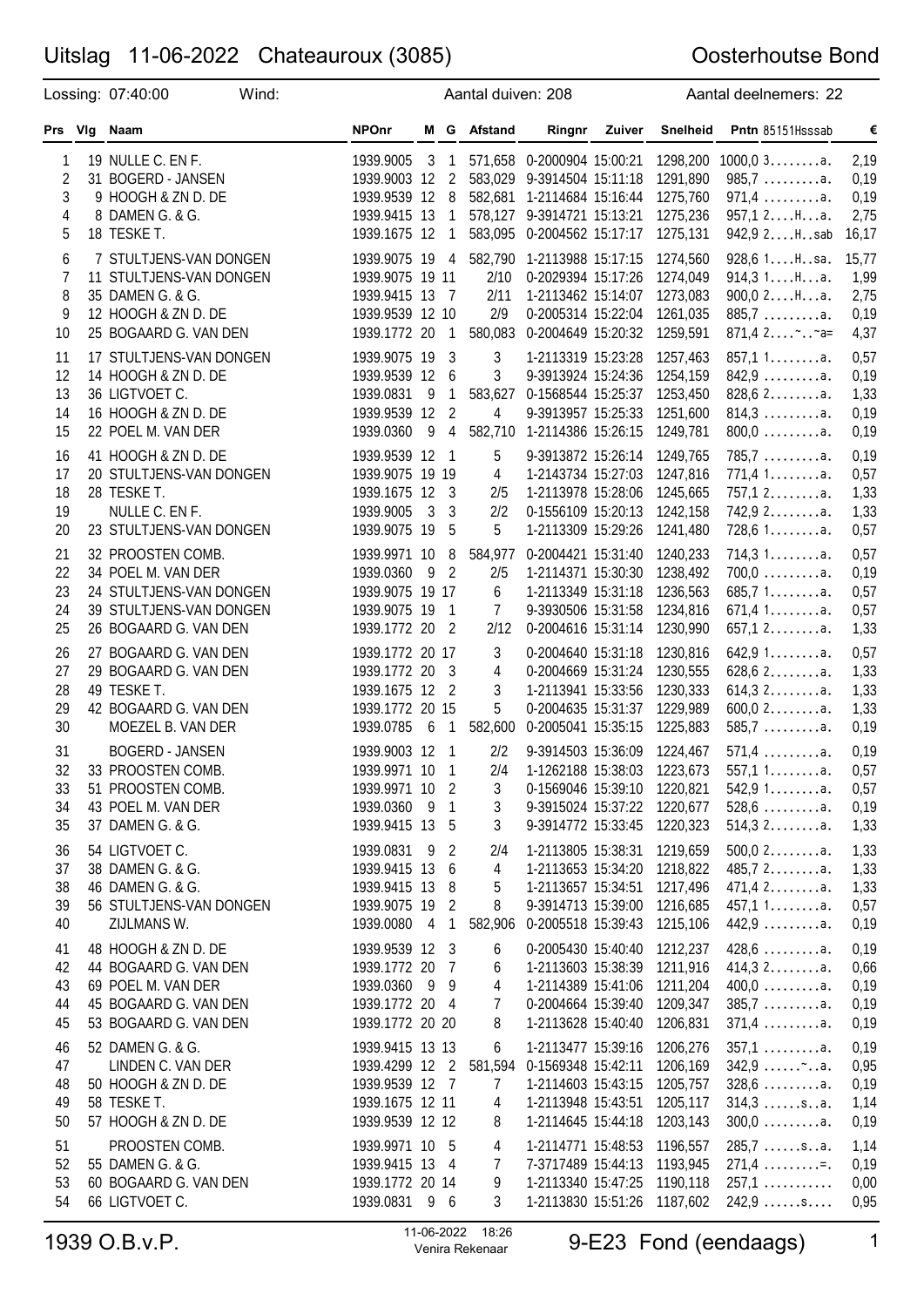# Uitslag 11-06-2022 Chateauroux (3085)

Oosterhoutse Bond

Lossing: 07:40:00 Wind: Aantal duiven: 208 Aantal deelnemers: 22

| Prs | Vlg | Naam | NPOnr | M | G | Afstand | Ringnr | Zuiver | Snelheid | Pntn 85151Hsssab | € |
|---|---|---|---|---|---|---|---|---|---|---|---|
| 1 | 19 | NULLE C. EN F. | 1939.9005 | 3 | 1 | 571,658 | 0-2000904 | 15:00:21 | 1298,200 | 1000,0 3........a. | 2,19 |
| 2 | 31 | BOGERD - JANSEN | 1939.9003 | 12 | 2 | 583,029 | 9-3914504 | 15:11:18 | 1291,890 | 985,7 .........a. | 0,19 |
| 3 | 9 | HOOGH & ZN D. DE | 1939.9539 | 12 | 8 | 582,681 | 1-2114684 | 15:16:44 | 1275,760 | 971,4 .........a. | 0,19 |
| 4 | 8 | DAMEN G. & G. | 1939.9415 | 13 | 1 | 578,127 | 9-3914721 | 15:13:21 | 1275,236 | 957,1 2....H...a. | 2,75 |
| 5 | 18 | TESKE T. | 1939.1675 | 12 | 1 | 583,095 | 0-2004562 | 15:17:17 | 1275,131 | 942,9 2....H..sab | 16,17 |
| 6 | 7 | STULTJENS-VAN DONGEN | 1939.9075 | 19 | 4 | 582,790 | 1-2113988 | 15:17:15 | 1274,560 | 928,6 1....H..sa. | 15,77 |
| 7 | 11 | STULTJENS-VAN DONGEN | 1939.9075 | 19 | 11 | 2/10 | 0-2029394 | 15:17:26 | 1274,049 | 914,3 1....H...a. | 1,99 |
| 8 | 35 | DAMEN G. & G. | 1939.9415 | 13 | 7 | 2/11 | 1-2113462 | 15:14:07 | 1273,083 | 900,0 2....H...a. | 2,75 |
| 9 | 12 | HOOGH & ZN D. DE | 1939.9539 | 12 | 10 | 2/9 | 0-2005314 | 15:22:04 | 1261,035 | 885,7 .........a. | 0,19 |
| 10 | 25 | BOGAARD G. VAN DEN | 1939.1772 | 20 | 1 | 580,083 | 0-2004649 | 15:20:32 | 1259,591 | 871,4 2....~..~a= | 4,37 |
| 11 | 17 | STULTJENS-VAN DONGEN | 1939.9075 | 19 | 3 | 3 | 1-2113319 | 15:23:28 | 1257,463 | 857,1 1........a. | 0,57 |
| 12 | 14 | HOOGH & ZN D. DE | 1939.9539 | 12 | 6 | 3 | 9-3913924 | 15:24:36 | 1254,159 | 842,9 .........a. | 0,19 |
| 13 | 36 | LIGTVOET C. | 1939.0831 | 9 | 1 | 583,627 | 0-1568544 | 15:25:37 | 1253,450 | 828,6 2........a. | 1,33 |
| 14 | 16 | HOOGH & ZN D. DE | 1939.9539 | 12 | 2 | 4 | 9-3913957 | 15:25:33 | 1251,600 | 814,3 .........a. | 0,19 |
| 15 | 22 | POEL M. VAN DER | 1939.0360 | 9 | 4 | 582,710 | 1-2114386 | 15:26:15 | 1249,781 | 800,0 .........a. | 0,19 |
| 16 | 41 | HOOGH & ZN D. DE | 1939.9539 | 12 | 1 | 5 | 9-3913872 | 15:26:14 | 1249,765 | 785,7 .........a. | 0,19 |
| 17 | 20 | STULTJENS-VAN DONGEN | 1939.9075 | 19 | 19 | 4 | 1-2143734 | 15:27:03 | 1247,816 | 771,4 1........a. | 0,57 |
| 18 | 28 | TESKE T. | 1939.1675 | 12 | 3 | 2/5 | 1-2113978 | 15:28:06 | 1245,665 | 757,1 2........a. | 1,33 |
| 19 | | NULLE C. EN F. | 1939.9005 | 3 | 3 | 2/2 | 0-1556109 | 15:20:13 | 1242,158 | 742,9 2........a. | 1,33 |
| 20 | 23 | STULTJENS-VAN DONGEN | 1939.9075 | 19 | 5 | 5 | 1-2113309 | 15:29:26 | 1241,480 | 728,6 1........a. | 0,57 |
| 21 | 32 | PROOSTEN COMB. | 1939.9971 | 10 | 8 | 584,977 | 0-2004421 | 15:31:40 | 1240,233 | 714,3 1........a. | 0,57 |
| 22 | 34 | POEL M. VAN DER | 1939.0360 | 9 | 2 | 2/5 | 1-2114371 | 15:30:30 | 1238,492 | 700,0 .........a. | 0,19 |
| 23 | 24 | STULTJENS-VAN DONGEN | 1939.9075 | 19 | 17 | 6 | 1-2113349 | 15:31:18 | 1236,563 | 685,7 1........a. | 0,57 |
| 24 | 39 | STULTJENS-VAN DONGEN | 1939.9075 | 19 | 1 | 7 | 9-3930506 | 15:31:58 | 1234,816 | 671,4 1........a. | 0,57 |
| 25 | 26 | BOGAARD G. VAN DEN | 1939.1772 | 20 | 2 | 2/12 | 0-2004616 | 15:31:14 | 1230,990 | 657,1 2........a. | 1,33 |
| 26 | 27 | BOGAARD G. VAN DEN | 1939.1772 | 20 | 17 | 3 | 0-2004640 | 15:31:18 | 1230,816 | 642,9 1........a. | 0,57 |
| 27 | 29 | BOGAARD G. VAN DEN | 1939.1772 | 20 | 3 | 4 | 0-2004669 | 15:31:24 | 1230,555 | 628,6 2........a. | 1,33 |
| 28 | 49 | TESKE T. | 1939.1675 | 12 | 2 | 3 | 1-2113941 | 15:33:56 | 1230,333 | 614,3 2........a. | 1,33 |
| 29 | 42 | BOGAARD G. VAN DEN | 1939.1772 | 20 | 15 | 5 | 0-2004635 | 15:31:37 | 1229,989 | 600,0 2........a. | 1,33 |
| 30 | | MOEZEL B. VAN DER | 1939.0785 | 6 | 1 | 582,600 | 0-2005041 | 15:35:15 | 1225,883 | 585,7 .........a. | 0,19 |
| 31 | | BOGERD - JANSEN | 1939.9003 | 12 | 1 | 2/2 | 9-3914503 | 15:36:09 | 1224,467 | 571,4 .........a. | 0,19 |
| 32 | 33 | PROOSTEN COMB. | 1939.9971 | 10 | 1 | 2/4 | 1-1262188 | 15:38:03 | 1223,673 | 557,1 1........a. | 0,57 |
| 33 | 51 | PROOSTEN COMB. | 1939.9971 | 10 | 2 | 3 | 0-1569046 | 15:39:10 | 1220,821 | 542,9 1........a. | 0,57 |
| 34 | 43 | POEL M. VAN DER | 1939.0360 | 9 | 1 | 3 | 9-3915024 | 15:37:22 | 1220,677 | 528,6 .........a. | 0,19 |
| 35 | 37 | DAMEN G. & G. | 1939.9415 | 13 | 5 | 3 | 9-3914772 | 15:33:45 | 1220,323 | 514,3 2........a. | 1,33 |
| 36 | 54 | LIGTVOET C. | 1939.0831 | 9 | 2 | 2/4 | 1-2113805 | 15:38:31 | 1219,659 | 500,0 2........a. | 1,33 |
| 37 | 38 | DAMEN G. & G. | 1939.9415 | 13 | 6 | 4 | 1-2113653 | 15:34:20 | 1218,822 | 485,7 2........a. | 1,33 |
| 38 | 46 | DAMEN G. & G. | 1939.9415 | 13 | 8 | 5 | 1-2113657 | 15:34:51 | 1217,496 | 471,4 2........a. | 1,33 |
| 39 | 56 | STULTJENS-VAN DONGEN | 1939.9075 | 19 | 2 | 8 | 9-3914713 | 15:39:00 | 1216,685 | 457,1 1........a. | 0,57 |
| 40 | | ZIJLMANS W. | 1939.0080 | 4 | 1 | 582,906 | 0-2005518 | 15:39:43 | 1215,106 | 442,9 .........a. | 0,19 |
| 41 | 48 | HOOGH & ZN D. DE | 1939.9539 | 12 | 3 | 6 | 0-2005430 | 15:40:40 | 1212,237 | 428,6 .........a. | 0,19 |
| 42 | 44 | BOGAARD G. VAN DEN | 1939.1772 | 20 | 7 | 6 | 1-2113603 | 15:38:39 | 1211,916 | 414,3 2........a. | 0,66 |
| 43 | 69 | POEL M. VAN DER | 1939.0360 | 9 | 9 | 4 | 1-2114389 | 15:41:06 | 1211,204 | 400,0 .........a. | 0,19 |
| 44 | 45 | BOGAARD G. VAN DEN | 1939.1772 | 20 | 4 | 7 | 0-2004664 | 15:39:40 | 1209,347 | 385,7 .........a. | 0,19 |
| 45 | 53 | BOGAARD G. VAN DEN | 1939.1772 | 20 | 20 | 8 | 1-2113628 | 15:40:40 | 1206,831 | 371,4 .........a. | 0,19 |
| 46 | 52 | DAMEN G. & G. | 1939.9415 | 13 | 13 | 6 | 1-2113477 | 15:39:16 | 1206,276 | 357,1 .........a. | 0,19 |
| 47 | | LINDEN C. VAN DER | 1939.4299 | 12 | 2 | 581,594 | 0-1569348 | 15:42:11 | 1206,169 | 342,9 ......~..a. | 0,95 |
| 48 | 50 | HOOGH & ZN D. DE | 1939.9539 | 12 | 7 | 7 | 1-2114603 | 15:43:15 | 1205,757 | 328,6 .........a. | 0,19 |
| 49 | 58 | TESKE T. | 1939.1675 | 12 | 11 | 4 | 1-2113948 | 15:43:51 | 1205,117 | 314,3 ......s..a. | 1,14 |
| 50 | 57 | HOOGH & ZN D. DE | 1939.9539 | 12 | 12 | 8 | 1-2114645 | 15:44:18 | 1203,143 | 300,0 .........a. | 0,19 |
| 51 | | PROOSTEN COMB. | 1939.9971 | 10 | 5 | 4 | 1-2114771 | 15:48:53 | 1196,557 | 285,7 ......s..a. | 1,14 |
| 52 | 55 | DAMEN G. & G. | 1939.9415 | 13 | 4 | 7 | 7-3717489 | 15:44:13 | 1193,945 | 271,4 .........=. | 0,19 |
| 53 | 60 | BOGAARD G. VAN DEN | 1939.1772 | 20 | 14 | 9 | 1-2113340 | 15:47:25 | 1190,118 | 257,1 ........... | 0,00 |
| 54 | 66 | LIGTVOET C. | 1939.0831 | 9 | 6 | 3 | 1-2113830 | 15:51:26 | 1187,602 | 242,9 ......s.... | 0,95 |

1939 O.B.v.P. 11-06-2022 18:26 Venira Rekenaar 9-E23 Fond (eendaags)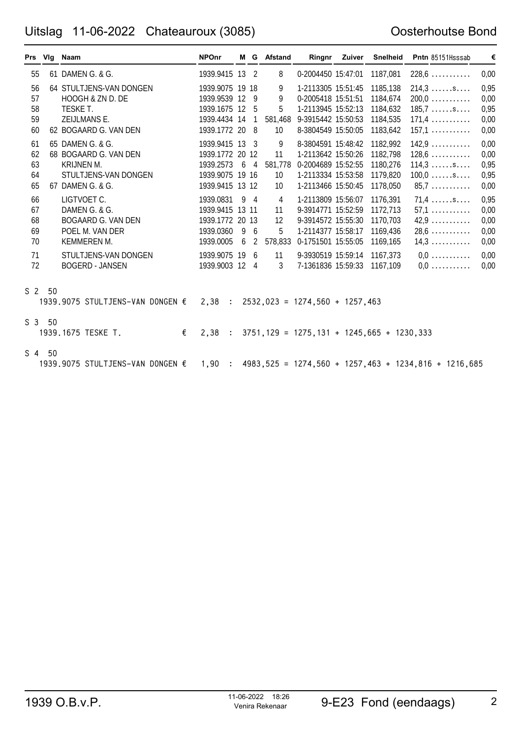# Uitslag 11-06-2022 Chateauroux (3085) — Oosterhoutse Bond

| Prs | Vlg | Naam | NPOnr | M | G | Afstand | Ringnr | Zuiver | Snelheid | Pntn 85151Hsssab | € |
|---|---|---|---|---|---|---|---|---|---|---|---|
| 55 | 61 | DAMEN G. & G. | 1939.9415 | 13 | 2 | 8 | 0-2004450 | 15:47:01 | 1187,081 | 228,6 ........... | 0,00 |
| 56 | 64 | STULTJENS-VAN DONGEN | 1939.9075 | 19 | 18 | 9 | 1-2113305 | 15:51:45 | 1185,138 | 214,3 ......s.... | 0,95 |
| 57 | | HOOGH & ZN D. DE | 1939.9539 | 12 | 9 | 9 | 0-2005418 | 15:51:51 | 1184,674 | 200,0 ........... | 0,00 |
| 58 | | TESKE T. | 1939.1675 | 12 | 5 | 5 | 1-2113945 | 15:52:13 | 1184,632 | 185,7 ......s.... | 0,95 |
| 59 | | ZEIJLMANS E. | 1939.4434 | 14 | 1 | 581,468 | 9-3915442 | 15:50:53 | 1184,535 | 171,4 ........... | 0,00 |
| 60 | 62 | BOGAARD G. VAN DEN | 1939.1772 | 20 | 8 | 10 | 8-3804549 | 15:50:05 | 1183,642 | 157,1 ........... | 0,00 |
| 61 | 65 | DAMEN G. & G. | 1939.9415 | 13 | 3 | 9 | 8-3804591 | 15:48:42 | 1182,992 | 142,9 ........... | 0,00 |
| 62 | 68 | BOGAARD G. VAN DEN | 1939.1772 | 20 | 12 | 11 | 1-2113642 | 15:50:26 | 1182,798 | 128,6 ........... | 0,00 |
| 63 | | KRIJNEN M. | 1939.2573 | 6 | 4 | 581,778 | 0-2004689 | 15:52:55 | 1180,276 | 114,3 ......s.... | 0,95 |
| 64 | | STULTJENS-VAN DONGEN | 1939.9075 | 19 | 16 | 10 | 1-2113334 | 15:53:58 | 1179,820 | 100,0 ......s.... | 0,95 |
| 65 | 67 | DAMEN G. & G. | 1939.9415 | 13 | 12 | 10 | 1-2113466 | 15:50:45 | 1178,050 | 85,7 ........... | 0,00 |
| 66 | | LIGTVOET C. | 1939.0831 | 9 | 4 | 4 | 1-2113809 | 15:56:07 | 1176,391 | 71,4 ......s.... | 0,95 |
| 67 | | DAMEN G. & G. | 1939.9415 | 13 | 11 | 11 | 9-3914771 | 15:52:59 | 1172,713 | 57,1 ........... | 0,00 |
| 68 | | BOGAARD G. VAN DEN | 1939.1772 | 20 | 13 | 12 | 9-3914572 | 15:55:30 | 1170,703 | 42,9 ........... | 0,00 |
| 69 | | POEL M. VAN DER | 1939.0360 | 9 | 6 | 5 | 1-2114377 | 15:58:17 | 1169,436 | 28,6 ........... | 0,00 |
| 70 | | KEMMEREN M. | 1939.0005 | 6 | 2 | 578,833 | 0-1751501 | 15:55:05 | 1169,165 | 14,3 ........... | 0,00 |
| 71 | | STULTJENS-VAN DONGEN | 1939.9075 | 19 | 6 | 11 | 9-3930519 | 15:59:14 | 1167,373 | 0,0 ........... | 0,00 |
| 72 | | BOGERD - JANSEN | 1939.9003 | 12 | 4 | 3 | 7-1361836 | 15:59:33 | 1167,109 | 0,0 ........... | 0,00 |

```
S 2  50
   1939.9075 STULTJENS-VAN DONGEN €   2,38  :  2532,023 = 1274,560 + 1257,463

S 3  50
   1939.1675 TESKE T.             €   2,38  :  3751,129 = 1275,131 + 1245,665 + 1230,333

S 4  50
   1939.9075 STULTJENS-VAN DONGEN €   1,90  :  4983,525 = 1274,560 + 1257,463 + 1234,816 + 1216,685
```

1939 O.B.v.P. — 11-06-2022 18:26 Venira Rekenaar — 9-E23 Fond (eendaags)